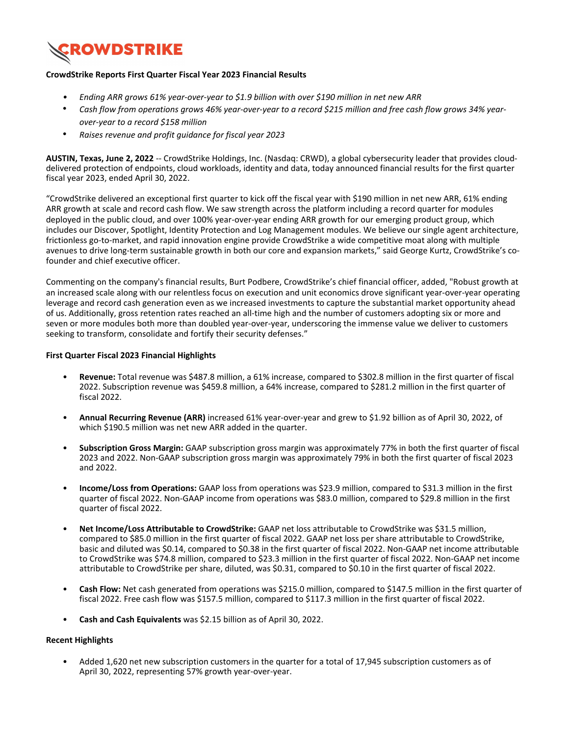CROWDSTRIKE

**CrowdStrike Reports First Quarter Fiscal Year 2023 Financial Results**

- *Ending ARR grows 61% year-over-year to $1.9 billion with over $190 million in net new ARR*
- *Cash flow from operations grows 46% year-over-year to a record $215 million and free cash flow grows 34% year-over-year to a record $158 million*
- *Raises revenue and profit guidance for fiscal year 2023*

**AUSTIN, Texas, June 2, 2022** -- CrowdStrike Holdings, Inc. (Nasdaq: CRWD), a global cybersecurity leader that provides cloud-delivered protection of endpoints, cloud workloads, identity and data, today announced financial results for the first quarter fiscal year 2023, ended April 30, 2022.

"CrowdStrike delivered an exceptional first quarter to kick off the fiscal year with $190 million in net new ARR, 61% ending ARR growth at scale and record cash flow. We saw strength across the platform including a record quarter for modules deployed in the public cloud, and over 100% year-over-year ending ARR growth for our emerging product group, which includes our Discover, Spotlight, Identity Protection and Log Management modules. We believe our single agent architecture, frictionless go-to-market, and rapid innovation engine provide CrowdStrike a wide competitive moat along with multiple avenues to drive long-term sustainable growth in both our core and expansion markets," said George Kurtz, CrowdStrike's co-founder and chief executive officer.

Commenting on the company's financial results, Burt Podbere, CrowdStrike's chief financial officer, added, "Robust growth at an increased scale along with our relentless focus on execution and unit economics drove significant year-over-year operating leverage and record cash generation even as we increased investments to capture the substantial market opportunity ahead of us. Additionally, gross retention rates reached an all-time high and the number of customers adopting six or more and seven or more modules both more than doubled year-over-year, underscoring the immense value we deliver to customers seeking to transform, consolidate and fortify their security defenses."

**First Quarter Fiscal 2023 Financial Highlights**

- **Revenue:** Total revenue was $487.8 million, a 61% increase, compared to $302.8 million in the first quarter of fiscal 2022. Subscription revenue was $459.8 million, a 64% increase, compared to $281.2 million in the first quarter of fiscal 2022.

- **Annual Recurring Revenue (ARR)** increased 61% year-over-year and grew to $1.92 billion as of April 30, 2022, of which $190.5 million was net new ARR added in the quarter.

- **Subscription Gross Margin:** GAAP subscription gross margin was approximately 77% in both the first quarter of fiscal 2023 and 2022. Non-GAAP subscription gross margin was approximately 79% in both the first quarter of fiscal 2023 and 2022.

- **Income/Loss from Operations:** GAAP loss from operations was $23.9 million, compared to $31.3 million in the first quarter of fiscal 2022. Non-GAAP income from operations was $83.0 million, compared to $29.8 million in the first quarter of fiscal 2022.

- **Net Income/Loss Attributable to CrowdStrike:** GAAP net loss attributable to CrowdStrike was $31.5 million, compared to $85.0 million in the first quarter of fiscal 2022. GAAP net loss per share attributable to CrowdStrike, basic and diluted was $0.14, compared to $0.38 in the first quarter of fiscal 2022. Non-GAAP net income attributable to CrowdStrike was $74.8 million, compared to $23.3 million in the first quarter of fiscal 2022. Non-GAAP net income attributable to CrowdStrike per share, diluted, was $0.31, compared to $0.10 in the first quarter of fiscal 2022.

- **Cash Flow:** Net cash generated from operations was $215.0 million, compared to $147.5 million in the first quarter of fiscal 2022. Free cash flow was $157.5 million, compared to $117.3 million in the first quarter of fiscal 2022.

- **Cash and Cash Equivalents** was $2.15 billion as of April 30, 2022.

**Recent Highlights**

- Added 1,620 net new subscription customers in the quarter for a total of 17,945 subscription customers as of April 30, 2022, representing 57% growth year-over-year.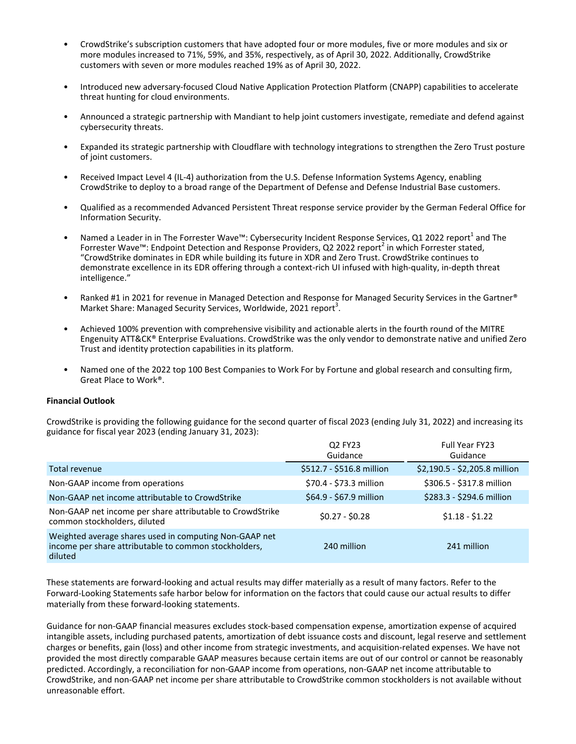- CrowdStrike's subscription customers that have adopted four or more modules, five or more modules and six or more modules increased to 71%, 59%, and 35%, respectively, as of April 30, 2022. Additionally, CrowdStrike customers with seven or more modules reached 19% as of April 30, 2022.

- Introduced new adversary-focused Cloud Native Application Protection Platform (CNAPP) capabilities to accelerate threat hunting for cloud environments.

- Announced a strategic partnership with Mandiant to help joint customers investigate, remediate and defend against cybersecurity threats.

- Expanded its strategic partnership with Cloudflare with technology integrations to strengthen the Zero Trust posture of joint customers.

- Received Impact Level 4 (IL-4) authorization from the U.S. Defense Information Systems Agency, enabling CrowdStrike to deploy to a broad range of the Department of Defense and Defense Industrial Base customers.

- Qualified as a recommended Advanced Persistent Threat response service provider by the German Federal Office for Information Security.

- Named a Leader in in The Forrester Wave™: Cybersecurity Incident Response Services, Q1 2022 report[1] and The Forrester Wave™: Endpoint Detection and Response Providers, Q2 2022 report[2] in which Forrester stated, "CrowdStrike dominates in EDR while building its future in XDR and Zero Trust. CrowdStrike continues to demonstrate excellence in its EDR offering through a context-rich UI infused with high-quality, in-depth threat intelligence."

- Ranked #1 in 2021 for revenue in Managed Detection and Response for Managed Security Services in the Gartner® Market Share: Managed Security Services, Worldwide, 2021 report[3].

- Achieved 100% prevention with comprehensive visibility and actionable alerts in the fourth round of the MITRE Engenuity ATT&CK® Enterprise Evaluations. CrowdStrike was the only vendor to demonstrate native and unified Zero Trust and identity protection capabilities in its platform.

- Named one of the 2022 top 100 Best Companies to Work For by Fortune and global research and consulting firm, Great Place to Work®.

**Financial Outlook**

CrowdStrike is providing the following guidance for the second quarter of fiscal 2023 (ending July 31, 2022) and increasing its guidance for fiscal year 2023 (ending January 31, 2023):

| | Q2 FY23 Guidance | Full Year FY23 Guidance |
|---|---|---|
| Total revenue | $512.7 - $516.8 million | $2,190.5 - $2,205.8 million |
| Non-GAAP income from operations | $70.4 - $73.3 million | $306.5 - $317.8 million |
| Non-GAAP net income attributable to CrowdStrike | $64.9 - $67.9 million | $283.3 - $294.6 million |
| Non-GAAP net income per share attributable to CrowdStrike common stockholders, diluted | $0.27 - $0.28 | $1.18 - $1.22 |
| Weighted average shares used in computing Non-GAAP net income per share attributable to common stockholders, diluted | 240 million | 241 million |

These statements are forward-looking and actual results may differ materially as a result of many factors. Refer to the Forward-Looking Statements safe harbor below for information on the factors that could cause our actual results to differ materially from these forward-looking statements.

Guidance for non-GAAP financial measures excludes stock-based compensation expense, amortization expense of acquired intangible assets, including purchased patents, amortization of debt issuance costs and discount, legal reserve and settlement charges or benefits, gain (loss) and other income from strategic investments, and acquisition-related expenses. We have not provided the most directly comparable GAAP measures because certain items are out of our control or cannot be reasonably predicted. Accordingly, a reconciliation for non-GAAP income from operations, non-GAAP net income attributable to CrowdStrike, and non-GAAP net income per share attributable to CrowdStrike common stockholders is not available without unreasonable effort.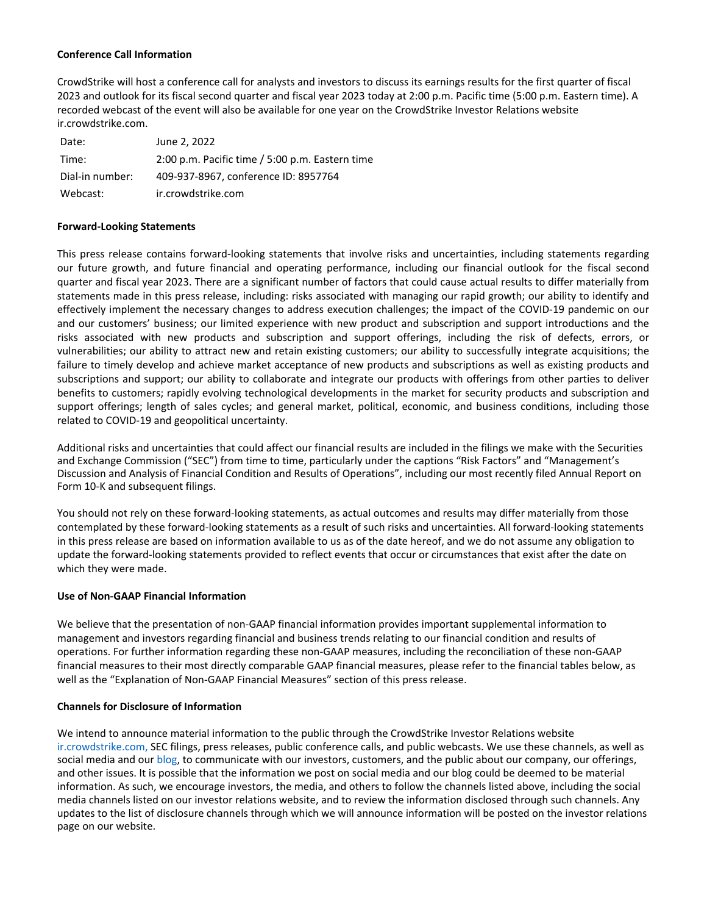**Conference Call Information**

CrowdStrike will host a conference call for analysts and investors to discuss its earnings results for the first quarter of fiscal 2023 and outlook for its fiscal second quarter and fiscal year 2023 today at 2:00 p.m. Pacific time (5:00 p.m. Eastern time). A recorded webcast of the event will also be available for one year on the CrowdStrike Investor Relations website ir.crowdstrike.com.

| | |
|---|---|
| Date: | June 2, 2022 |
| Time: | 2:00 p.m. Pacific time / 5:00 p.m. Eastern time |
| Dial-in number: | 409-937-8967, conference ID: 8957764 |
| Webcast: | ir.crowdstrike.com |

**Forward-Looking Statements**

This press release contains forward-looking statements that involve risks and uncertainties, including statements regarding our future growth, and future financial and operating performance, including our financial outlook for the fiscal second quarter and fiscal year 2023. There are a significant number of factors that could cause actual results to differ materially from statements made in this press release, including: risks associated with managing our rapid growth; our ability to identify and effectively implement the necessary changes to address execution challenges; the impact of the COVID-19 pandemic on our and our customers' business; our limited experience with new product and subscription and support introductions and the risks associated with new products and subscription and support offerings, including the risk of defects, errors, or vulnerabilities; our ability to attract new and retain existing customers; our ability to successfully integrate acquisitions; the failure to timely develop and achieve market acceptance of new products and subscriptions as well as existing products and subscriptions and support; our ability to collaborate and integrate our products with offerings from other parties to deliver benefits to customers; rapidly evolving technological developments in the market for security products and subscription and support offerings; length of sales cycles; and general market, political, economic, and business conditions, including those related to COVID-19 and geopolitical uncertainty.

Additional risks and uncertainties that could affect our financial results are included in the filings we make with the Securities and Exchange Commission ("SEC") from time to time, particularly under the captions "Risk Factors" and "Management's Discussion and Analysis of Financial Condition and Results of Operations", including our most recently filed Annual Report on Form 10-K and subsequent filings.

You should not rely on these forward-looking statements, as actual outcomes and results may differ materially from those contemplated by these forward-looking statements as a result of such risks and uncertainties. All forward-looking statements in this press release are based on information available to us as of the date hereof, and we do not assume any obligation to update the forward-looking statements provided to reflect events that occur or circumstances that exist after the date on which they were made.

**Use of Non-GAAP Financial Information**

We believe that the presentation of non-GAAP financial information provides important supplemental information to management and investors regarding financial and business trends relating to our financial condition and results of operations. For further information regarding these non-GAAP measures, including the reconciliation of these non-GAAP financial measures to their most directly comparable GAAP financial measures, please refer to the financial tables below, as well as the "Explanation of Non-GAAP Financial Measures" section of this press release.

**Channels for Disclosure of Information**

We intend to announce material information to the public through the CrowdStrike Investor Relations website ir.crowdstrike.com, SEC filings, press releases, public conference calls, and public webcasts. We use these channels, as well as social media and our blog, to communicate with our investors, customers, and the public about our company, our offerings, and other issues. It is possible that the information we post on social media and our blog could be deemed to be material information. As such, we encourage investors, the media, and others to follow the channels listed above, including the social media channels listed on our investor relations website, and to review the information disclosed through such channels. Any updates to the list of disclosure channels through which we will announce information will be posted on the investor relations page on our website.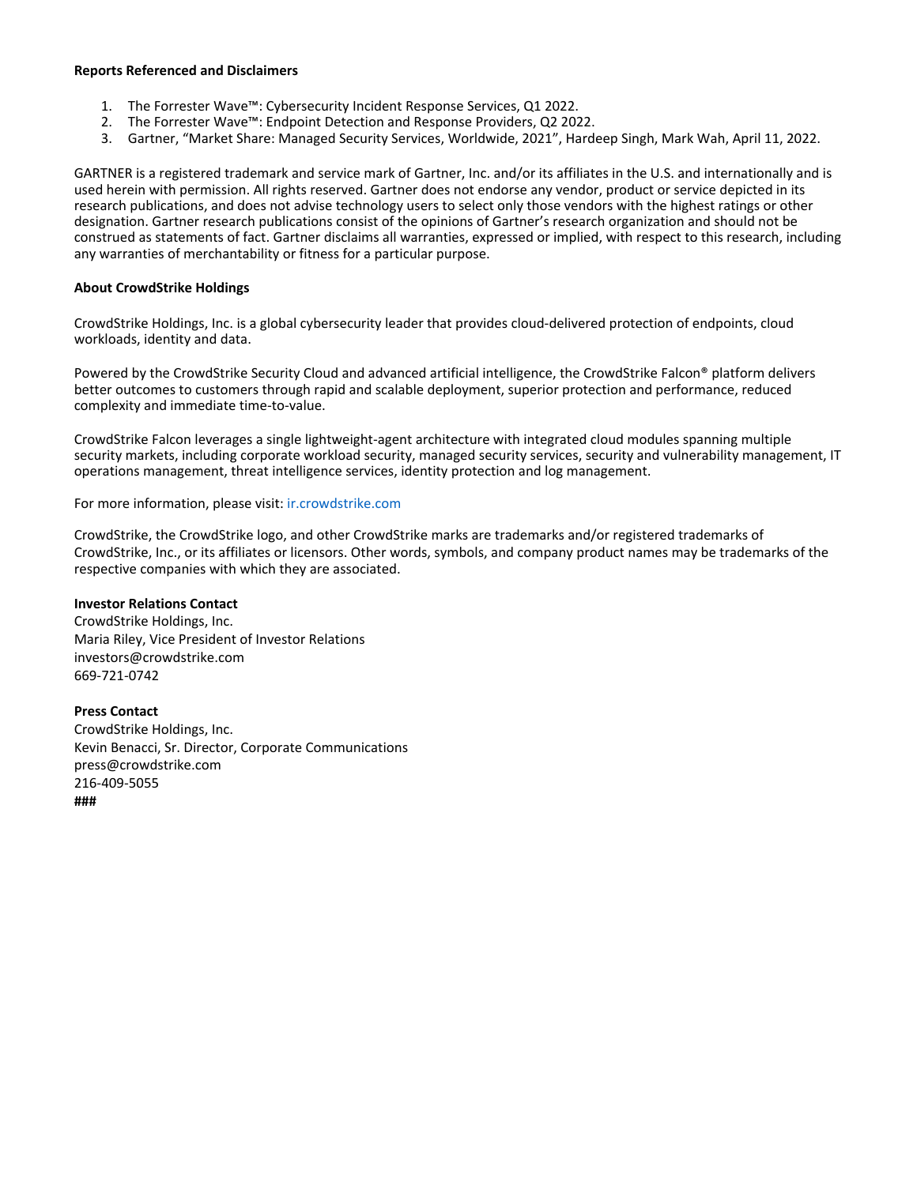**Reports Referenced and Disclaimers**

1. The Forrester Wave™: Cybersecurity Incident Response Services, Q1 2022.
2. The Forrester Wave™: Endpoint Detection and Response Providers, Q2 2022.
3. Gartner, "Market Share: Managed Security Services, Worldwide, 2021", Hardeep Singh, Mark Wah, April 11, 2022.

GARTNER is a registered trademark and service mark of Gartner, Inc. and/or its affiliates in the U.S. and internationally and is used herein with permission. All rights reserved. Gartner does not endorse any vendor, product or service depicted in its research publications, and does not advise technology users to select only those vendors with the highest ratings or other designation. Gartner research publications consist of the opinions of Gartner's research organization and should not be construed as statements of fact. Gartner disclaims all warranties, expressed or implied, with respect to this research, including any warranties of merchantability or fitness for a particular purpose.

**About CrowdStrike Holdings**

CrowdStrike Holdings, Inc. is a global cybersecurity leader that provides cloud-delivered protection of endpoints, cloud workloads, identity and data.

Powered by the CrowdStrike Security Cloud and advanced artificial intelligence, the CrowdStrike Falcon® platform delivers better outcomes to customers through rapid and scalable deployment, superior protection and performance, reduced complexity and immediate time-to-value.

CrowdStrike Falcon leverages a single lightweight-agent architecture with integrated cloud modules spanning multiple security markets, including corporate workload security, managed security services, security and vulnerability management, IT operations management, threat intelligence services, identity protection and log management.

For more information, please visit: ir.crowdstrike.com

CrowdStrike, the CrowdStrike logo, and other CrowdStrike marks are trademarks and/or registered trademarks of CrowdStrike, Inc., or its affiliates or licensors. Other words, symbols, and company product names may be trademarks of the respective companies with which they are associated.

**Investor Relations Contact**
CrowdStrike Holdings, Inc.
Maria Riley, Vice President of Investor Relations
investors@crowdstrike.com
669-721-0742

**Press Contact**
CrowdStrike Holdings, Inc.
Kevin Benacci, Sr. Director, Corporate Communications
press@crowdstrike.com
216-409-5055
**###**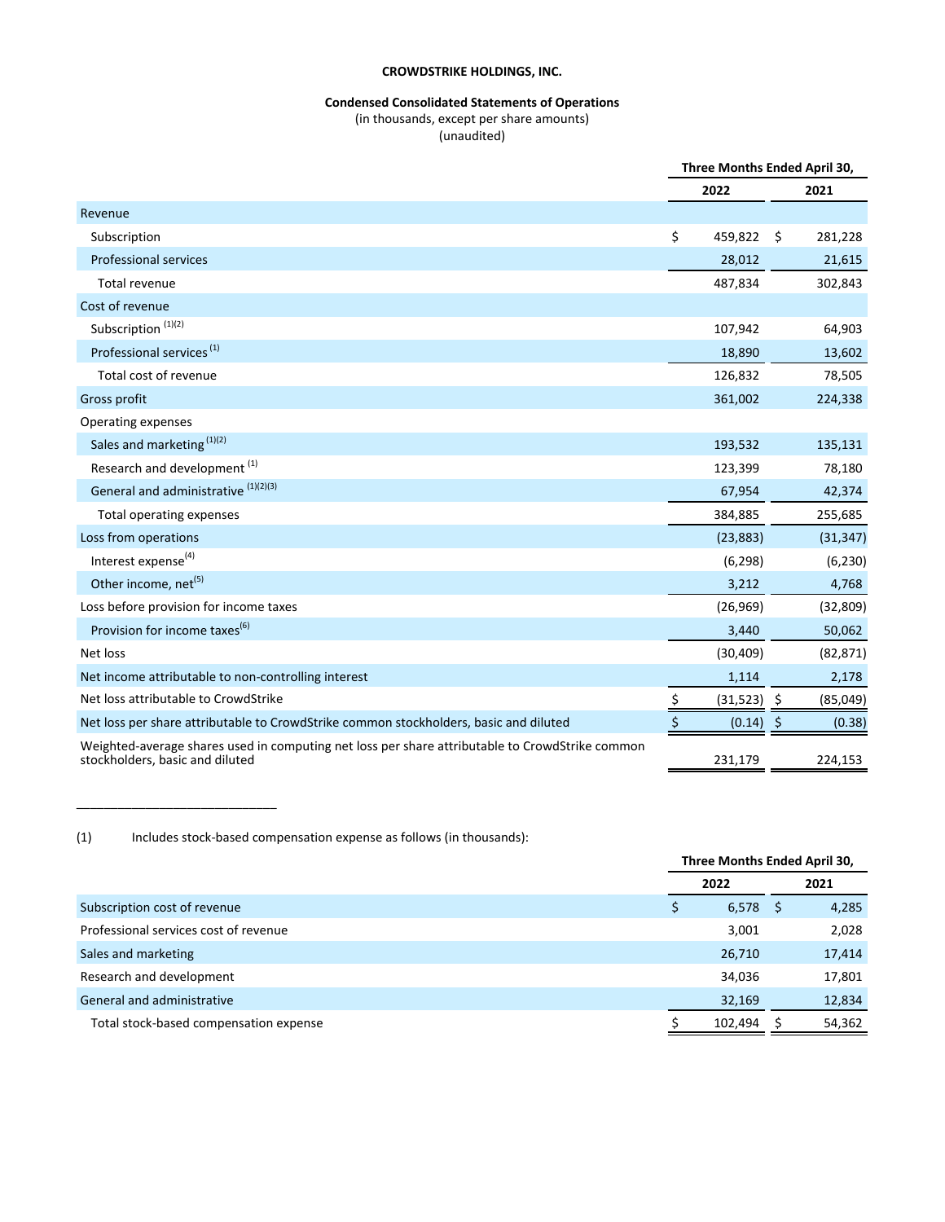**CROWDSTRIKE HOLDINGS, INC.**

**Condensed Consolidated Statements of Operations**
(in thousands, except per share amounts)
(unaudited)

| | Three Months Ended April 30, | |
|---|---|---|
| | 2022 | 2021 |
| Revenue | | |
| Subscription | $ 459,822 | $ 281,228 |
| Professional services | 28,012 | 21,615 |
| Total revenue | 487,834 | 302,843 |
| Cost of revenue | | |
| Subscription [(1)(2)] | 107,942 | 64,903 |
| Professional services [(1)] | 18,890 | 13,602 |
| Total cost of revenue | 126,832 | 78,505 |
| Gross profit | 361,002 | 224,338 |
| Operating expenses | | |
| Sales and marketing [(1)(2)] | 193,532 | 135,131 |
| Research and development [(1)] | 123,399 | 78,180 |
| General and administrative [(1)(2)(3)] | 67,954 | 42,374 |
| Total operating expenses | 384,885 | 255,685 |
| Loss from operations | (23,883) | (31,347) |
| Interest expense[(4)] | (6,298) | (6,230) |
| Other income, net[(5)] | 3,212 | 4,768 |
| Loss before provision for income taxes | (26,969) | (32,809) |
| Provision for income taxes[(6)] | 3,440 | 50,062 |
| Net loss | (30,409) | (82,871) |
| Net income attributable to non-controlling interest | 1,114 | 2,178 |
| Net loss attributable to CrowdStrike | $ (31,523) | $ (85,049) |
| Net loss per share attributable to CrowdStrike common stockholders, basic and diluted | $ (0.14) | $ (0.38) |
| Weighted-average shares used in computing net loss per share attributable to CrowdStrike common stockholders, basic and diluted | 231,179 | 224,153 |

______________________________

(1) Includes stock-based compensation expense as follows (in thousands):

| | Three Months Ended April 30, | |
|---|---|---|
| | 2022 | 2021 |
| Subscription cost of revenue | $ 6,578 | $ 4,285 |
| Professional services cost of revenue | 3,001 | 2,028 |
| Sales and marketing | 26,710 | 17,414 |
| Research and development | 34,036 | 17,801 |
| General and administrative | 32,169 | 12,834 |
| Total stock-based compensation expense | $ 102,494 | $ 54,362 |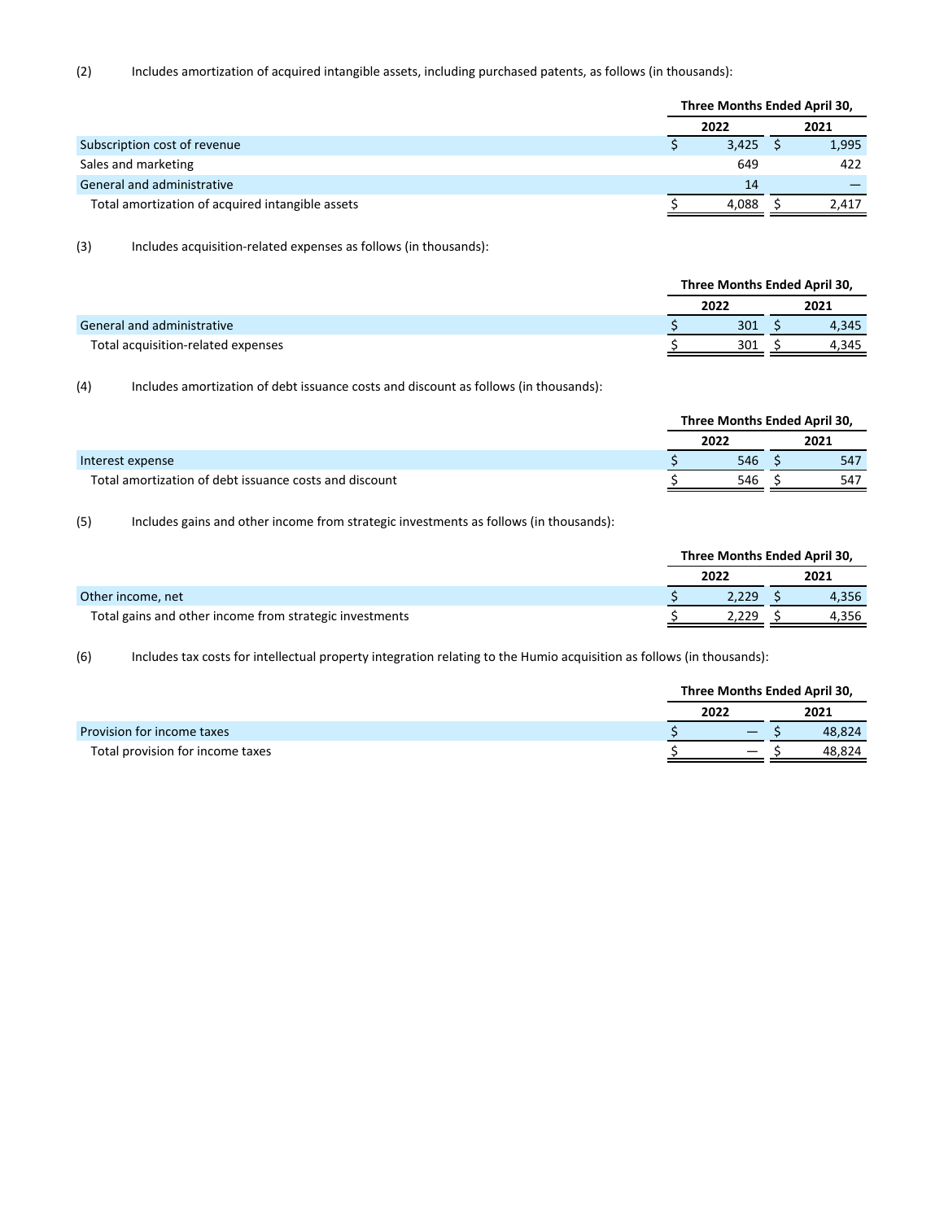(2) Includes amortization of acquired intangible assets, including purchased patents, as follows (in thousands):

| | Three Months Ended April 30, | |
|---|---|---|
| | 2022 | 2021 |
| Subscription cost of revenue | $ 3,425 | $ 1,995 |
| Sales and marketing | 649 | 422 |
| General and administrative | 14 | — |
| Total amortization of acquired intangible assets | $ 4,088 | $ 2,417 |

(3) Includes acquisition-related expenses as follows (in thousands):

| | Three Months Ended April 30, | |
|---|---|---|
| | 2022 | 2021 |
| General and administrative | $ 301 | $ 4,345 |
| Total acquisition-related expenses | $ 301 | $ 4,345 |

(4) Includes amortization of debt issuance costs and discount as follows (in thousands):

| | Three Months Ended April 30, | |
|---|---|---|
| | 2022 | 2021 |
| Interest expense | $ 546 | $ 547 |
| Total amortization of debt issuance costs and discount | $ 546 | $ 547 |

(5) Includes gains and other income from strategic investments as follows (in thousands):

| | Three Months Ended April 30, | |
|---|---|---|
| | 2022 | 2021 |
| Other income, net | $ 2,229 | $ 4,356 |
| Total gains and other income from strategic investments | $ 2,229 | $ 4,356 |

(6) Includes tax costs for intellectual property integration relating to the Humio acquisition as follows (in thousands):

| | Three Months Ended April 30, | |
|---|---|---|
| | 2022 | 2021 |
| Provision for income taxes | $ — | $ 48,824 |
| Total provision for income taxes | $ — | $ 48,824 |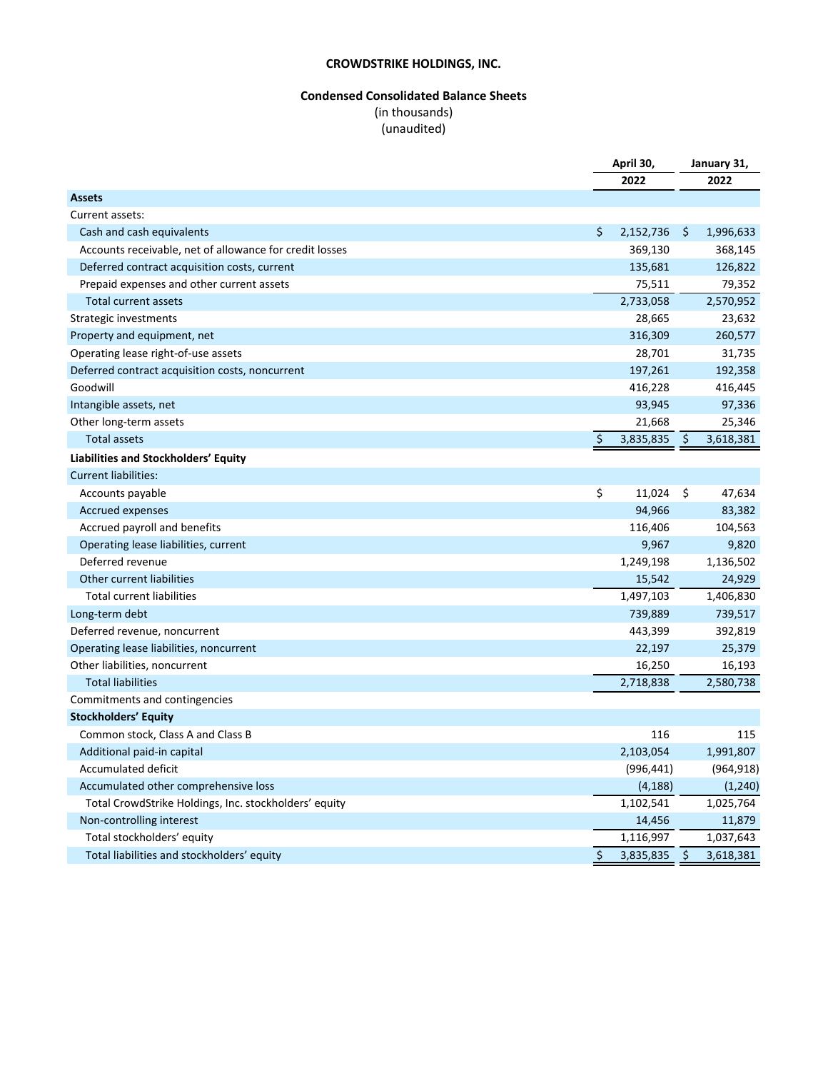**CROWDSTRIKE HOLDINGS, INC.**

**Condensed Consolidated Balance Sheets**
(in thousands)
(unaudited)

| | April 30, 2022 | January 31, 2022 |
|---|---|---|
| **Assets** | | |
| Current assets: | | |
| Cash and cash equivalents | $ 2,152,736 | $ 1,996,633 |
| Accounts receivable, net of allowance for credit losses | 369,130 | 368,145 |
| Deferred contract acquisition costs, current | 135,681 | 126,822 |
| Prepaid expenses and other current assets | 75,511 | 79,352 |
| Total current assets | 2,733,058 | 2,570,952 |
| Strategic investments | 28,665 | 23,632 |
| Property and equipment, net | 316,309 | 260,577 |
| Operating lease right-of-use assets | 28,701 | 31,735 |
| Deferred contract acquisition costs, noncurrent | 197,261 | 192,358 |
| Goodwill | 416,228 | 416,445 |
| Intangible assets, net | 93,945 | 97,336 |
| Other long-term assets | 21,668 | 25,346 |
| Total assets | $ 3,835,835 | $ 3,618,381 |
| **Liabilities and Stockholders' Equity** | | |
| Current liabilities: | | |
| Accounts payable | $ 11,024 | $ 47,634 |
| Accrued expenses | 94,966 | 83,382 |
| Accrued payroll and benefits | 116,406 | 104,563 |
| Operating lease liabilities, current | 9,967 | 9,820 |
| Deferred revenue | 1,249,198 | 1,136,502 |
| Other current liabilities | 15,542 | 24,929 |
| Total current liabilities | 1,497,103 | 1,406,830 |
| Long-term debt | 739,889 | 739,517 |
| Deferred revenue, noncurrent | 443,399 | 392,819 |
| Operating lease liabilities, noncurrent | 22,197 | 25,379 |
| Other liabilities, noncurrent | 16,250 | 16,193 |
| Total liabilities | 2,718,838 | 2,580,738 |
| Commitments and contingencies | | |
| **Stockholders' Equity** | | |
| Common stock, Class A and Class B | 116 | 115 |
| Additional paid-in capital | 2,103,054 | 1,991,807 |
| Accumulated deficit | (996,441) | (964,918) |
| Accumulated other comprehensive loss | (4,188) | (1,240) |
| Total CrowdStrike Holdings, Inc. stockholders' equity | 1,102,541 | 1,025,764 |
| Non-controlling interest | 14,456 | 11,879 |
| Total stockholders' equity | 1,116,997 | 1,037,643 |
| Total liabilities and stockholders' equity | $ 3,835,835 | $ 3,618,381 |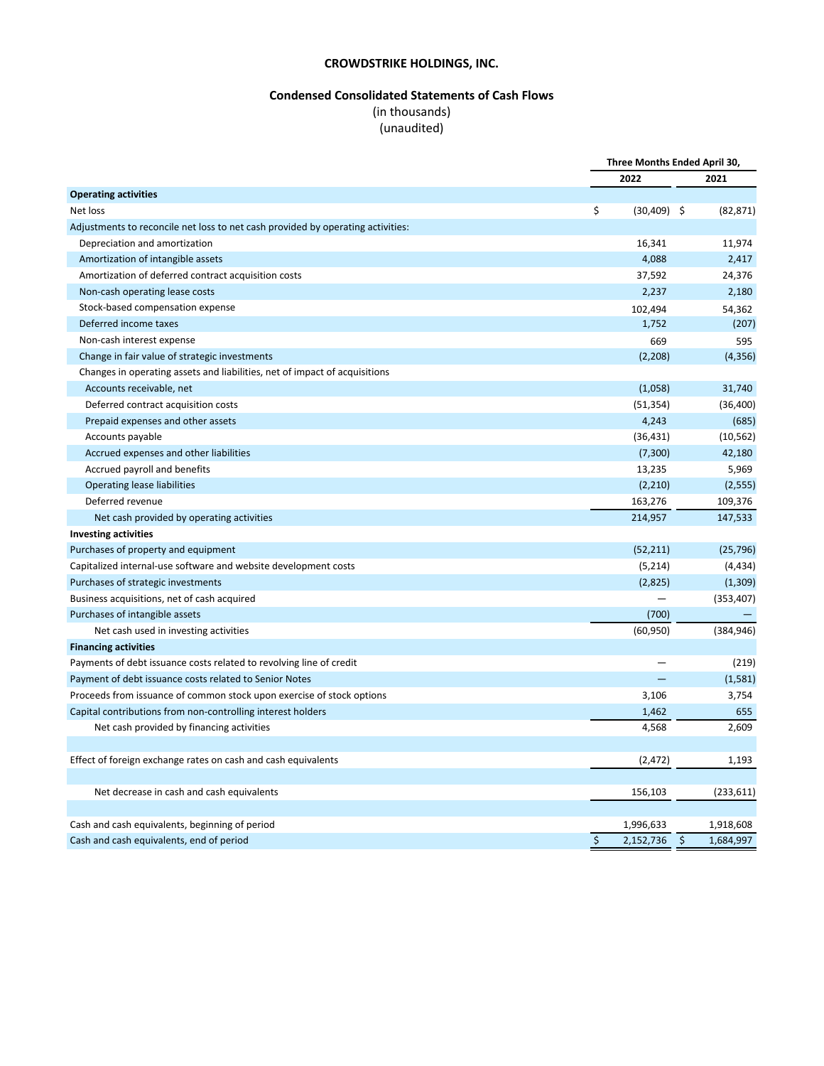# CROWDSTRIKE HOLDINGS, INC.

## Condensed Consolidated Statements of Cash Flows

(in thousands)
(unaudited)

| | Three Months Ended April 30, | |
|---|---|---|
| | 2022 | 2021 |
| **Operating activities** | | |
| Net loss | $ (30,409) | $ (82,871) |
| Adjustments to reconcile net loss to net cash provided by operating activities: | | |
| Depreciation and amortization | 16,341 | 11,974 |
| Amortization of intangible assets | 4,088 | 2,417 |
| Amortization of deferred contract acquisition costs | 37,592 | 24,376 |
| Non-cash operating lease costs | 2,237 | 2,180 |
| Stock-based compensation expense | 102,494 | 54,362 |
| Deferred income taxes | 1,752 | (207) |
| Non-cash interest expense | 669 | 595 |
| Change in fair value of strategic investments | (2,208) | (4,356) |
| Changes in operating assets and liabilities, net of impact of acquisitions | | |
| Accounts receivable, net | (1,058) | 31,740 |
| Deferred contract acquisition costs | (51,354) | (36,400) |
| Prepaid expenses and other assets | 4,243 | (685) |
| Accounts payable | (36,431) | (10,562) |
| Accrued expenses and other liabilities | (7,300) | 42,180 |
| Accrued payroll and benefits | 13,235 | 5,969 |
| Operating lease liabilities | (2,210) | (2,555) |
| Deferred revenue | 163,276 | 109,376 |
| Net cash provided by operating activities | 214,957 | 147,533 |
| **Investing activities** | | |
| Purchases of property and equipment | (52,211) | (25,796) |
| Capitalized internal-use software and website development costs | (5,214) | (4,434) |
| Purchases of strategic investments | (2,825) | (1,309) |
| Business acquisitions, net of cash acquired | — | (353,407) |
| Purchases of intangible assets | (700) | — |
| Net cash used in investing activities | (60,950) | (384,946) |
| **Financing activities** | | |
| Payments of debt issuance costs related to revolving line of credit | — | (219) |
| Payment of debt issuance costs related to Senior Notes | — | (1,581) |
| Proceeds from issuance of common stock upon exercise of stock options | 3,106 | 3,754 |
| Capital contributions from non-controlling interest holders | 1,462 | 655 |
| Net cash provided by financing activities | 4,568 | 2,609 |
| | | |
| Effect of foreign exchange rates on cash and cash equivalents | (2,472) | 1,193 |
| | | |
| Net decrease in cash and cash equivalents | 156,103 | (233,611) |
| | | |
| Cash and cash equivalents, beginning of period | 1,996,633 | 1,918,608 |
| Cash and cash equivalents, end of period | $ 2,152,736 | $ 1,684,997 |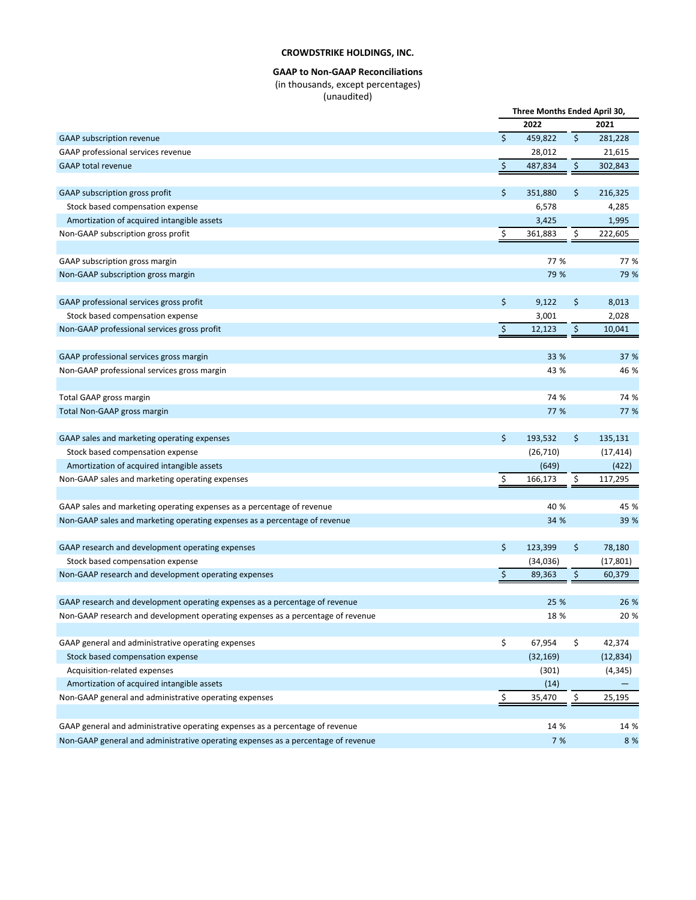**CROWDSTRIKE HOLDINGS, INC.**

**GAAP to Non-GAAP Reconciliations**
(in thousands, except percentages)
(unaudited)

| | Three Months Ended April 30, | |
|---|---|---|
| | 2022 | 2021 |
| GAAP subscription revenue | $ 459,822 | $ 281,228 |
| GAAP professional services revenue | 28,012 | 21,615 |
| GAAP total revenue | $ 487,834 | $ 302,843 |
| | | |
| GAAP subscription gross profit | $ 351,880 | $ 216,325 |
| Stock based compensation expense | 6,578 | 4,285 |
| Amortization of acquired intangible assets | 3,425 | 1,995 |
| Non-GAAP subscription gross profit | $ 361,883 | $ 222,605 |
| | | |
| GAAP subscription gross margin | 77 % | 77 % |
| Non-GAAP subscription gross margin | 79 % | 79 % |
| | | |
| GAAP professional services gross profit | $ 9,122 | $ 8,013 |
| Stock based compensation expense | 3,001 | 2,028 |
| Non-GAAP professional services gross profit | $ 12,123 | $ 10,041 |
| | | |
| GAAP professional services gross margin | 33 % | 37 % |
| Non-GAAP professional services gross margin | 43 % | 46 % |
| | | |
| Total GAAP gross margin | 74 % | 74 % |
| Total Non-GAAP gross margin | 77 % | 77 % |
| | | |
| GAAP sales and marketing operating expenses | $ 193,532 | $ 135,131 |
| Stock based compensation expense | (26,710) | (17,414) |
| Amortization of acquired intangible assets | (649) | (422) |
| Non-GAAP sales and marketing operating expenses | $ 166,173 | $ 117,295 |
| | | |
| GAAP sales and marketing operating expenses as a percentage of revenue | 40 % | 45 % |
| Non-GAAP sales and marketing operating expenses as a percentage of revenue | 34 % | 39 % |
| | | |
| GAAP research and development operating expenses | $ 123,399 | $ 78,180 |
| Stock based compensation expense | (34,036) | (17,801) |
| Non-GAAP research and development operating expenses | $ 89,363 | $ 60,379 |
| | | |
| GAAP research and development operating expenses as a percentage of revenue | 25 % | 26 % |
| Non-GAAP research and development operating expenses as a percentage of revenue | 18 % | 20 % |
| | | |
| GAAP general and administrative operating expenses | $ 67,954 | $ 42,374 |
| Stock based compensation expense | (32,169) | (12,834) |
| Acquisition-related expenses | (301) | (4,345) |
| Amortization of acquired intangible assets | (14) | — |
| Non-GAAP general and administrative operating expenses | $ 35,470 | $ 25,195 |
| | | |
| GAAP general and administrative operating expenses as a percentage of revenue | 14 % | 14 % |
| Non-GAAP general and administrative operating expenses as a percentage of revenue | 7 % | 8 % |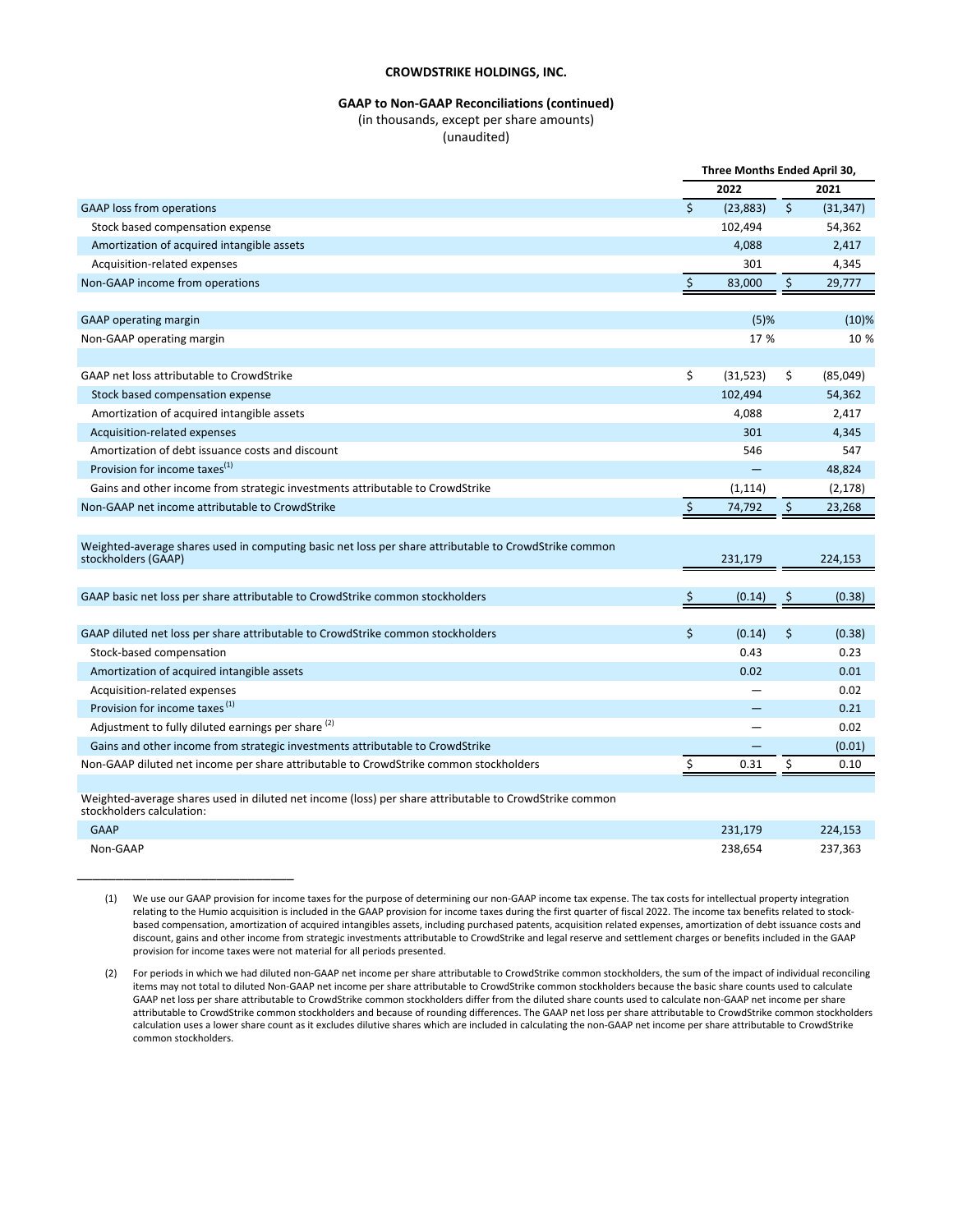**CROWDSTRIKE HOLDINGS, INC.**

**GAAP to Non-GAAP Reconciliations (continued)**

(in thousands, except per share amounts)

(unaudited)

| | Three Months Ended April 30, | |
|---|---|---|
| | 2022 | 2021 |
| GAAP loss from operations | $ (23,883) | $ (31,347) |
| Stock based compensation expense | 102,494 | 54,362 |
| Amortization of acquired intangible assets | 4,088 | 2,417 |
| Acquisition-related expenses | 301 | 4,345 |
| Non-GAAP income from operations | $ 83,000 | $ 29,777 |
| | | |
| GAAP operating margin | (5)% | (10)% |
| Non-GAAP operating margin | 17 % | 10 % |
| | | |
| GAAP net loss attributable to CrowdStrike | $ (31,523) | $ (85,049) |
| Stock based compensation expense | 102,494 | 54,362 |
| Amortization of acquired intangible assets | 4,088 | 2,417 |
| Acquisition-related expenses | 301 | 4,345 |
| Amortization of debt issuance costs and discount | 546 | 547 |
| Provision for income taxes[1] | — | 48,824 |
| Gains and other income from strategic investments attributable to CrowdStrike | (1,114) | (2,178) |
| Non-GAAP net income attributable to CrowdStrike | $ 74,792 | $ 23,268 |
| | | |
| Weighted-average shares used in computing basic net loss per share attributable to CrowdStrike common stockholders (GAAP) | 231,179 | 224,153 |
| | | |
| GAAP basic net loss per share attributable to CrowdStrike common stockholders | $ (0.14) | $ (0.38) |
| | | |
| GAAP diluted net loss per share attributable to CrowdStrike common stockholders | $ (0.14) | $ (0.38) |
| Stock-based compensation | 0.43 | 0.23 |
| Amortization of acquired intangible assets | 0.02 | 0.01 |
| Acquisition-related expenses | — | 0.02 |
| Provision for income taxes [1] | — | 0.21 |
| Adjustment to fully diluted earnings per share [2] | — | 0.02 |
| Gains and other income from strategic investments attributable to CrowdStrike | — | (0.01) |
| Non-GAAP diluted net income per share attributable to CrowdStrike common stockholders | $ 0.31 | $ 0.10 |
| | | |
| Weighted-average shares used in diluted net income (loss) per share attributable to CrowdStrike common stockholders calculation: | | |
| GAAP | 231,179 | 224,153 |
| Non-GAAP | 238,654 | 237,363 |

(1) We use our GAAP provision for income taxes for the purpose of determining our non-GAAP income tax expense. The tax costs for intellectual property integration relating to the Humio acquisition is included in the GAAP provision for income taxes during the first quarter of fiscal 2022. The income tax benefits related to stock-based compensation, amortization of acquired intangibles assets, including purchased patents, acquisition related expenses, amortization of debt issuance costs and discount, gains and other income from strategic investments attributable to CrowdStrike and legal reserve and settlement charges or benefits included in the GAAP provision for income taxes were not material for all periods presented.

(2) For periods in which we had diluted non-GAAP net income per share attributable to CrowdStrike common stockholders, the sum of the impact of individual reconciling items may not total to diluted Non-GAAP net income per share attributable to CrowdStrike common stockholders because the basic share counts used to calculate GAAP net loss per share attributable to CrowdStrike common stockholders differ from the diluted share counts used to calculate non-GAAP net income per share attributable to CrowdStrike common stockholders and because of rounding differences. The GAAP net loss per share attributable to CrowdStrike common stockholders calculation uses a lower share count as it excludes dilutive shares which are included in calculating the non-GAAP net income per share attributable to CrowdStrike common stockholders.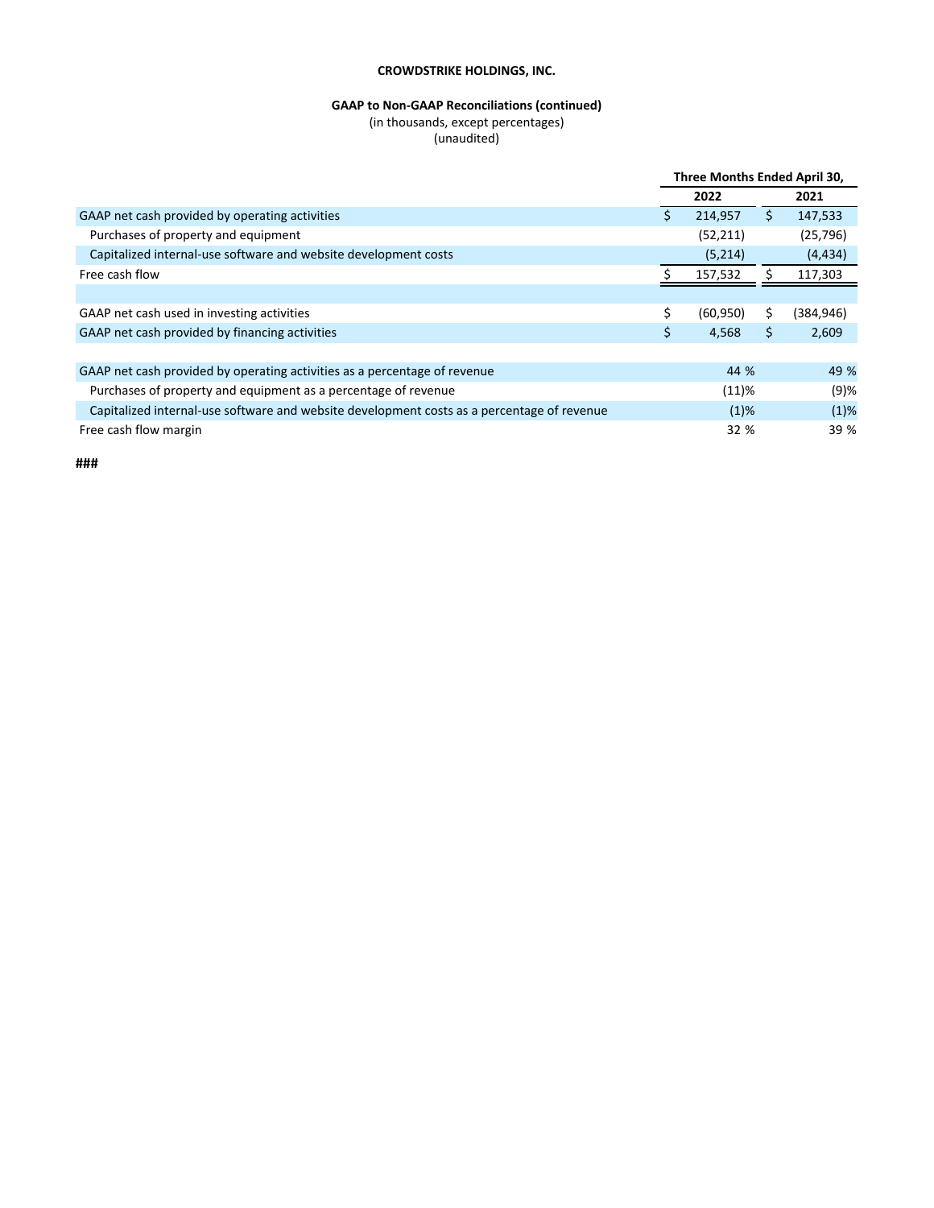**CROWDSTRIKE HOLDINGS, INC.**

**GAAP to Non-GAAP Reconciliations (continued)**
(in thousands, except percentages)
(unaudited)

| | Three Months Ended April 30, | |
|---|---|---|
| | **2022** | **2021** |
| GAAP net cash provided by operating activities | $ 214,957 | $ 147,533 |
| Purchases of property and equipment | (52,211) | (25,796) |
| Capitalized internal-use software and website development costs | (5,214) | (4,434) |
| Free cash flow | $ 157,532 | $ 117,303 |
| | | |
| GAAP net cash used in investing activities | $ (60,950) | $ (384,946) |
| GAAP net cash provided by financing activities | $ 4,568 | $ 2,609 |
| | | |
| GAAP net cash provided by operating activities as a percentage of revenue | 44 % | 49 % |
| Purchases of property and equipment as a percentage of revenue | (11)% | (9)% |
| Capitalized internal-use software and website development costs as a percentage of revenue | (1)% | (1)% |
| Free cash flow margin | 32 % | 39 % |

###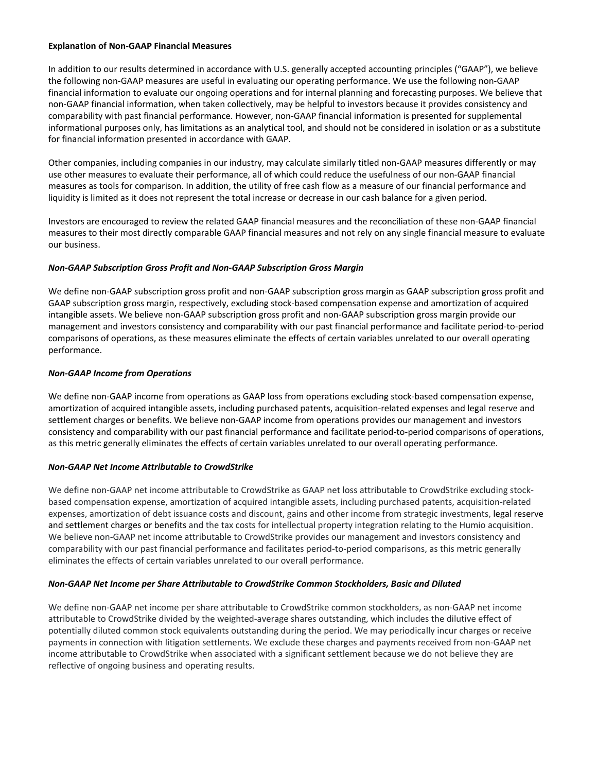**Explanation of Non-GAAP Financial Measures**

In addition to our results determined in accordance with U.S. generally accepted accounting principles ("GAAP"), we believe the following non-GAAP measures are useful in evaluating our operating performance. We use the following non-GAAP financial information to evaluate our ongoing operations and for internal planning and forecasting purposes. We believe that non-GAAP financial information, when taken collectively, may be helpful to investors because it provides consistency and comparability with past financial performance. However, non-GAAP financial information is presented for supplemental informational purposes only, has limitations as an analytical tool, and should not be considered in isolation or as a substitute for financial information presented in accordance with GAAP.

Other companies, including companies in our industry, may calculate similarly titled non-GAAP measures differently or may use other measures to evaluate their performance, all of which could reduce the usefulness of our non-GAAP financial measures as tools for comparison. In addition, the utility of free cash flow as a measure of our financial performance and liquidity is limited as it does not represent the total increase or decrease in our cash balance for a given period.

Investors are encouraged to review the related GAAP financial measures and the reconciliation of these non-GAAP financial measures to their most directly comparable GAAP financial measures and not rely on any single financial measure to evaluate our business.

***Non-GAAP Subscription Gross Profit and Non-GAAP Subscription Gross Margin***

We define non-GAAP subscription gross profit and non-GAAP subscription gross margin as GAAP subscription gross profit and GAAP subscription gross margin, respectively, excluding stock-based compensation expense and amortization of acquired intangible assets. We believe non-GAAP subscription gross profit and non-GAAP subscription gross margin provide our management and investors consistency and comparability with our past financial performance and facilitate period-to-period comparisons of operations, as these measures eliminate the effects of certain variables unrelated to our overall operating performance.

***Non-GAAP Income from Operations***

We define non-GAAP income from operations as GAAP loss from operations excluding stock-based compensation expense, amortization of acquired intangible assets, including purchased patents, acquisition-related expenses and legal reserve and settlement charges or benefits. We believe non-GAAP income from operations provides our management and investors consistency and comparability with our past financial performance and facilitate period-to-period comparisons of operations, as this metric generally eliminates the effects of certain variables unrelated to our overall operating performance.

***Non-GAAP Net Income Attributable to CrowdStrike***

We define non-GAAP net income attributable to CrowdStrike as GAAP net loss attributable to CrowdStrike excluding stock-based compensation expense, amortization of acquired intangible assets, including purchased patents, acquisition-related expenses, amortization of debt issuance costs and discount, gains and other income from strategic investments, legal reserve and settlement charges or benefits and the tax costs for intellectual property integration relating to the Humio acquisition. We believe non-GAAP net income attributable to CrowdStrike provides our management and investors consistency and comparability with our past financial performance and facilitates period-to-period comparisons, as this metric generally eliminates the effects of certain variables unrelated to our overall performance.

***Non-GAAP Net Income per Share Attributable to CrowdStrike Common Stockholders, Basic and Diluted***

We define non-GAAP net income per share attributable to CrowdStrike common stockholders, as non-GAAP net income attributable to CrowdStrike divided by the weighted-average shares outstanding, which includes the dilutive effect of potentially diluted common stock equivalents outstanding during the period. We may periodically incur charges or receive payments in connection with litigation settlements. We exclude these charges and payments received from non-GAAP net income attributable to CrowdStrike when associated with a significant settlement because we do not believe they are reflective of ongoing business and operating results.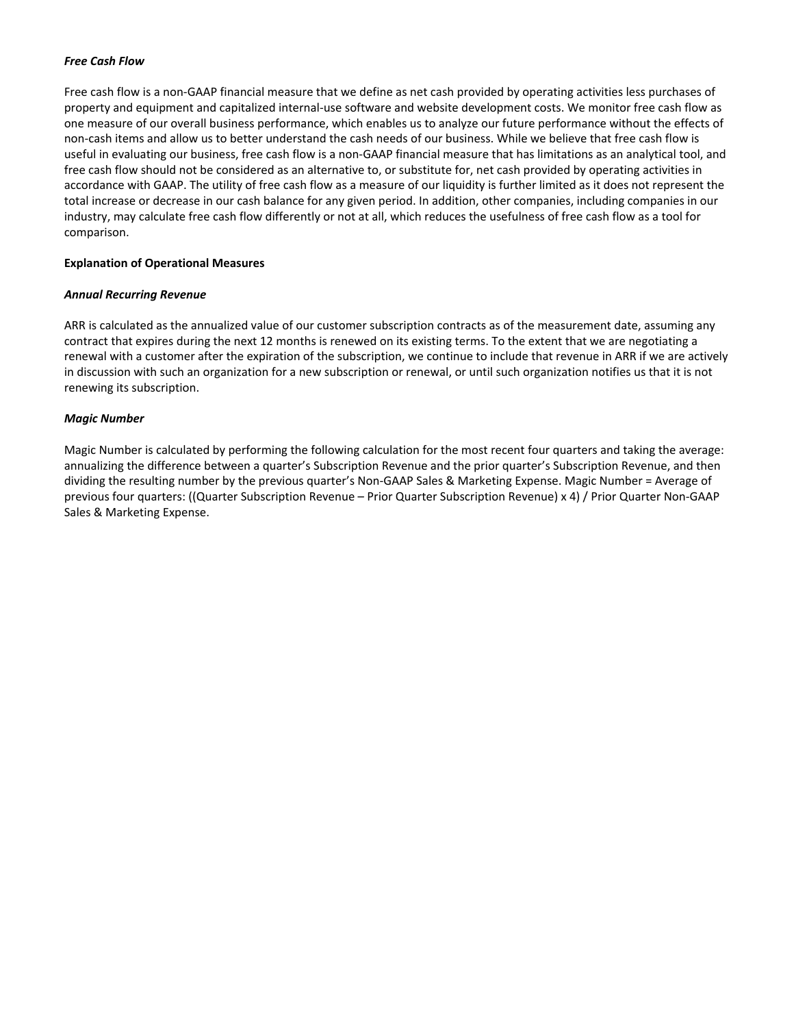***Free Cash Flow***

Free cash flow is a non-GAAP financial measure that we define as net cash provided by operating activities less purchases of property and equipment and capitalized internal-use software and website development costs. We monitor free cash flow as one measure of our overall business performance, which enables us to analyze our future performance without the effects of non-cash items and allow us to better understand the cash needs of our business. While we believe that free cash flow is useful in evaluating our business, free cash flow is a non-GAAP financial measure that has limitations as an analytical tool, and free cash flow should not be considered as an alternative to, or substitute for, net cash provided by operating activities in accordance with GAAP. The utility of free cash flow as a measure of our liquidity is further limited as it does not represent the total increase or decrease in our cash balance for any given period. In addition, other companies, including companies in our industry, may calculate free cash flow differently or not at all, which reduces the usefulness of free cash flow as a tool for comparison.

**Explanation of Operational Measures**

***Annual Recurring Revenue***

ARR is calculated as the annualized value of our customer subscription contracts as of the measurement date, assuming any contract that expires during the next 12 months is renewed on its existing terms. To the extent that we are negotiating a renewal with a customer after the expiration of the subscription, we continue to include that revenue in ARR if we are actively in discussion with such an organization for a new subscription or renewal, or until such organization notifies us that it is not renewing its subscription.

***Magic Number***

Magic Number is calculated by performing the following calculation for the most recent four quarters and taking the average: annualizing the difference between a quarter's Subscription Revenue and the prior quarter's Subscription Revenue, and then dividing the resulting number by the previous quarter's Non-GAAP Sales & Marketing Expense. Magic Number = Average of previous four quarters: ((Quarter Subscription Revenue – Prior Quarter Subscription Revenue) x 4) / Prior Quarter Non-GAAP Sales & Marketing Expense.